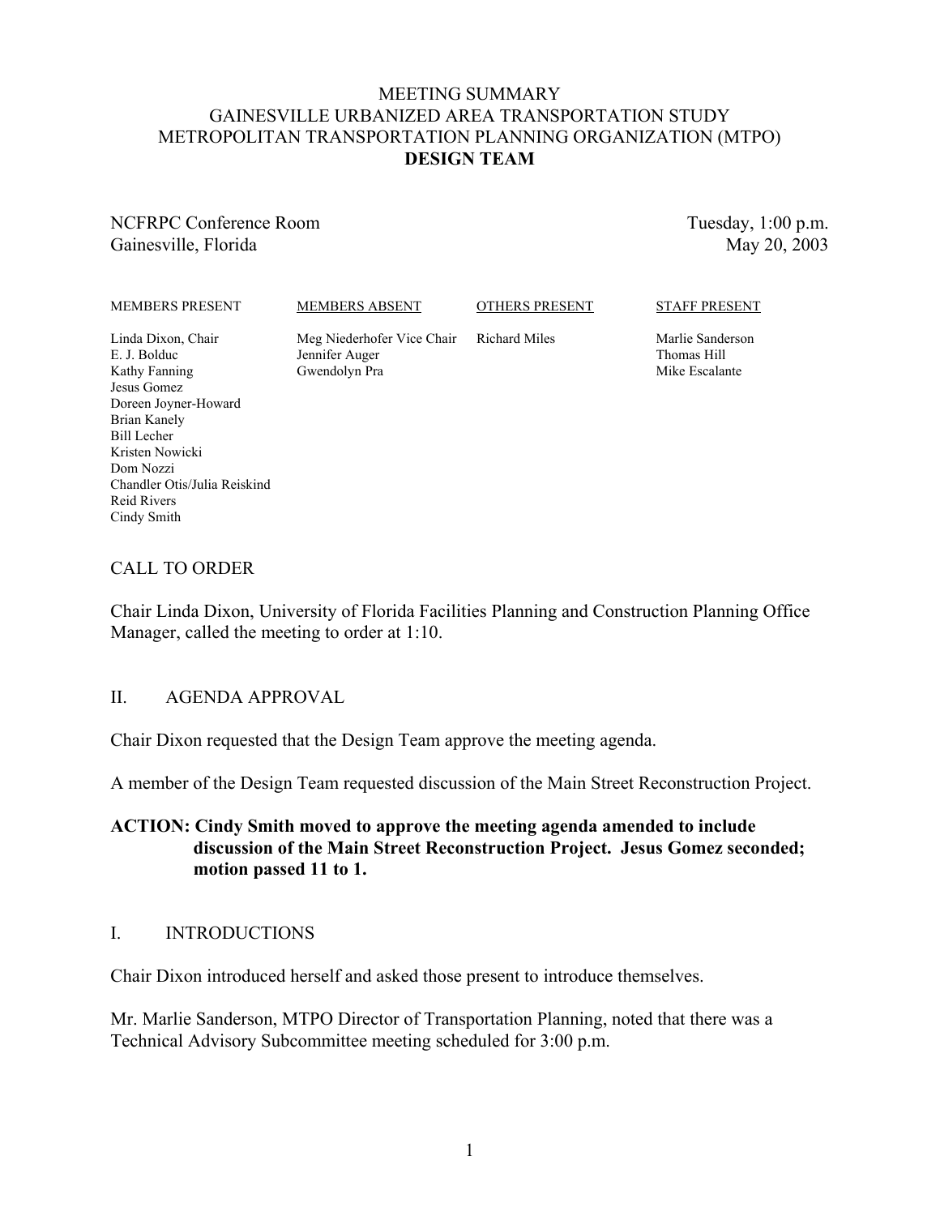# MEETING SUMMARY
# GAINESVILLE URBANIZED AREA TRANSPORTATION STUDY
# METROPOLITAN TRANSPORTATION PLANNING ORGANIZATION (MTPO)
# DESIGN TEAM

NCFRPC Conference Room
Gainesville, Florida

Tuesday, 1:00 p.m.
May 20, 2003

| MEMBERS PRESENT | MEMBERS ABSENT | OTHERS PRESENT | STAFF PRESENT |
|---|---|---|---|
| Linda Dixon, Chair | Meg Niederhofer Vice Chair | Richard Miles | Marlie Sanderson |
| E. J. Bolduc | Jennifer Auger | | Thomas Hill |
| Kathy Fanning | Gwendolyn Pra | | Mike Escalante |
| Jesus Gomez | | | |
| Doreen Joyner-Howard | | | |
| Brian Kanely | | | |
| Bill Lecher | | | |
| Kristen Nowicki | | | |
| Dom Nozzi | | | |
| Chandler Otis/Julia Reiskind | | | |
| Reid Rivers | | | |
| Cindy Smith | | | |

## CALL TO ORDER

Chair Linda Dixon, University of Florida Facilities Planning and Construction Planning Office Manager, called the meeting to order at 1:10.

## II. AGENDA APPROVAL

Chair Dixon requested that the Design Team approve the meeting agenda.

A member of the Design Team requested discussion of the Main Street Reconstruction Project.

**ACTION: Cindy Smith moved to approve the meeting agenda amended to include discussion of the Main Street Reconstruction Project. Jesus Gomez seconded; motion passed 11 to 1.**

## I. INTRODUCTIONS

Chair Dixon introduced herself and asked those present to introduce themselves.

Mr. Marlie Sanderson, MTPO Director of Transportation Planning, noted that there was a Technical Advisory Subcommittee meeting scheduled for 3:00 p.m.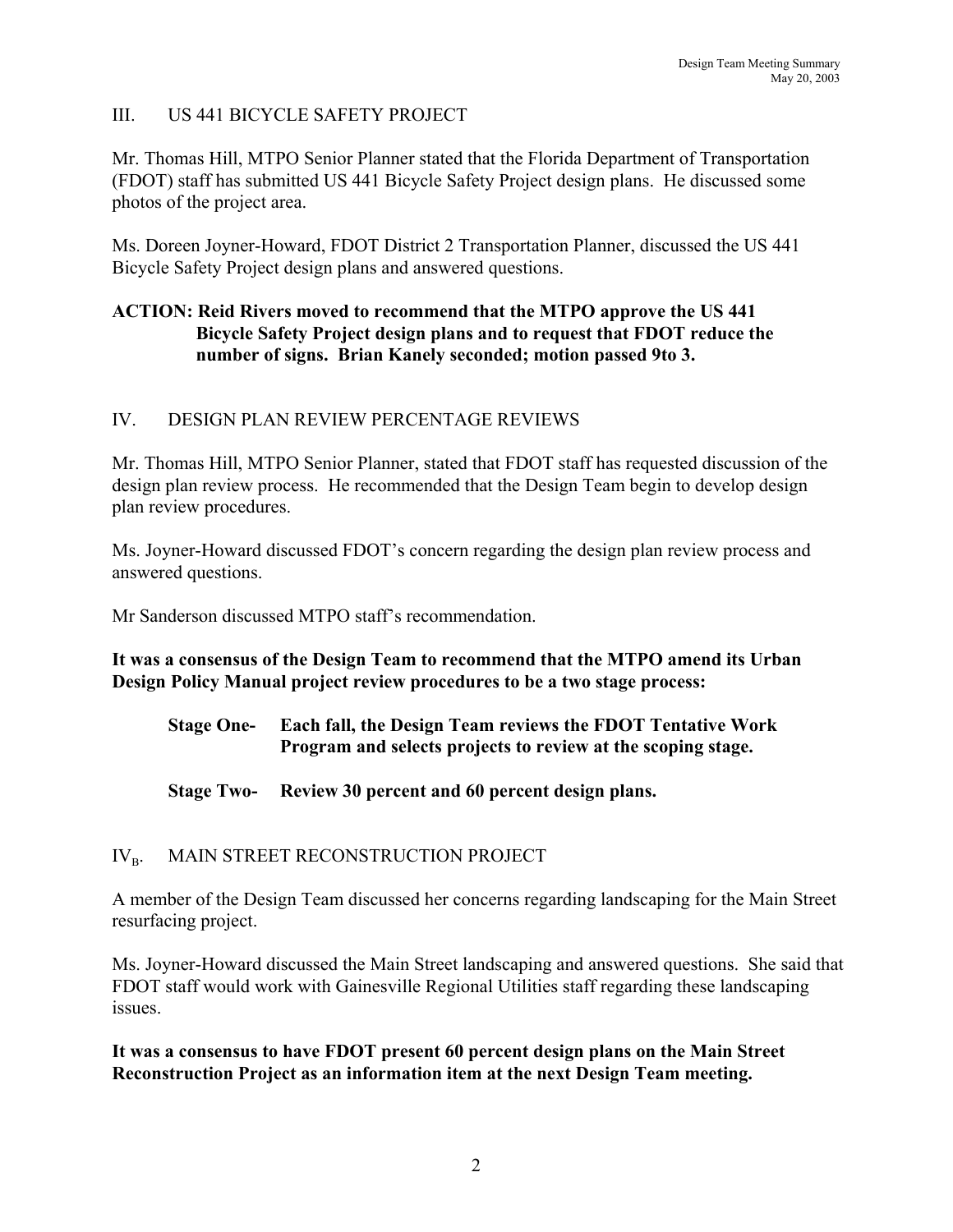## III. US 441 BICYCLE SAFETY PROJECT

Mr. Thomas Hill, MTPO Senior Planner stated that the Florida Department of Transportation (FDOT) staff has submitted US 441 Bicycle Safety Project design plans. He discussed some photos of the project area.

Ms. Doreen Joyner-Howard, FDOT District 2 Transportation Planner, discussed the US 441 Bicycle Safety Project design plans and answered questions.

**ACTION: Reid Rivers moved to recommend that the MTPO approve the US 441 Bicycle Safety Project design plans and to request that FDOT reduce the number of signs. Brian Kanely seconded; motion passed 9to 3.**

## IV. DESIGN PLAN REVIEW PERCENTAGE REVIEWS

Mr. Thomas Hill, MTPO Senior Planner, stated that FDOT staff has requested discussion of the design plan review process. He recommended that the Design Team begin to develop design plan review procedures.

Ms. Joyner-Howard discussed FDOT's concern regarding the design plan review process and answered questions.

Mr Sanderson discussed MTPO staff's recommendation.

**It was a consensus of the Design Team to recommend that the MTPO amend its Urban Design Policy Manual project review procedures to be a two stage process:**

**Stage One-** **Each fall, the Design Team reviews the FDOT Tentative Work Program and selects projects to review at the scoping stage.**

**Stage Two-** **Review 30 percent and 60 percent design plans.**

## $IV_B$. MAIN STREET RECONSTRUCTION PROJECT

A member of the Design Team discussed her concerns regarding landscaping for the Main Street resurfacing project.

Ms. Joyner-Howard discussed the Main Street landscaping and answered questions. She said that FDOT staff would work with Gainesville Regional Utilities staff regarding these landscaping issues.

**It was a consensus to have FDOT present 60 percent design plans on the Main Street Reconstruction Project as an information item at the next Design Team meeting.**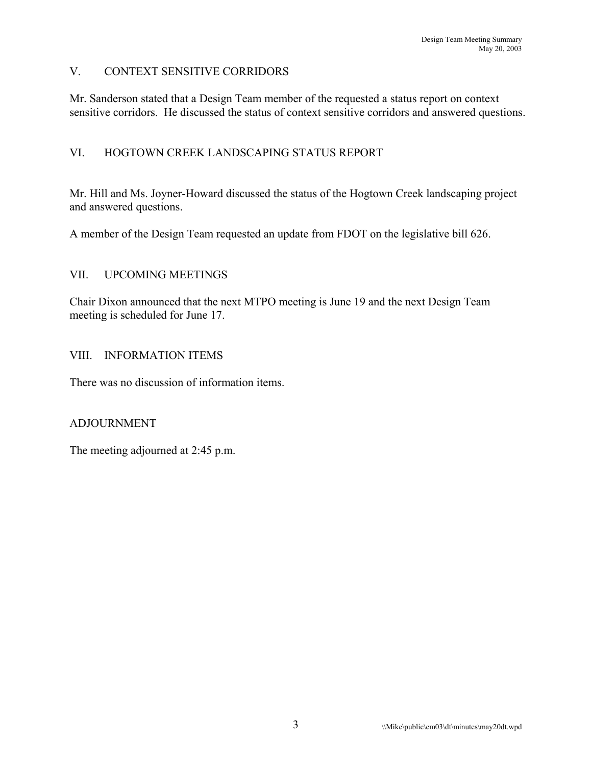## V. CONTEXT SENSITIVE CORRIDORS

Mr. Sanderson stated that a Design Team member of the requested a status report on context sensitive corridors. He discussed the status of context sensitive corridors and answered questions.

## VI. HOGTOWN CREEK LANDSCAPING STATUS REPORT

Mr. Hill and Ms. Joyner-Howard discussed the status of the Hogtown Creek landscaping project and answered questions.

A member of the Design Team requested an update from FDOT on the legislative bill 626.

## VII. UPCOMING MEETINGS

Chair Dixon announced that the next MTPO meeting is June 19 and the next Design Team meeting is scheduled for June 17.

## VIII. INFORMATION ITEMS

There was no discussion of information items.

## ADJOURNMENT

The meeting adjourned at 2:45 p.m.

\\Mike\public\em03\dt\minutes\may20dt.wpd